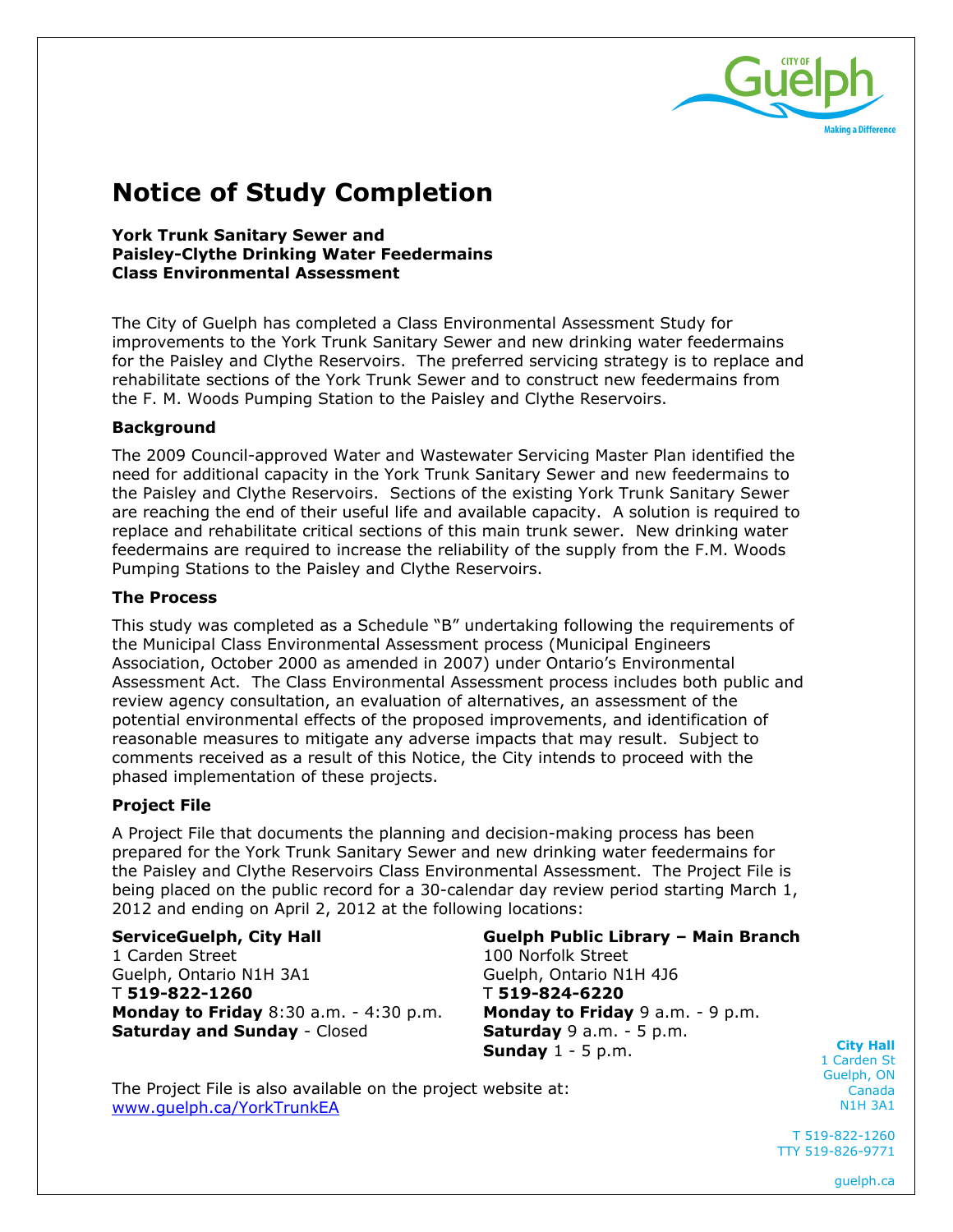# Notice of Study Completion

**York Trunk Sanitary Sewer and**
**Paisley-Clythe Drinking Water Feedermains**
**Class Environmental Assessment**

The City of Guelph has completed a Class Environmental Assessment Study for improvements to the York Trunk Sanitary Sewer and new drinking water feedermains for the Paisley and Clythe Reservoirs. The preferred servicing strategy is to replace and rehabilitate sections of the York Trunk Sewer and to construct new feedermains from the F. M. Woods Pumping Station to the Paisley and Clythe Reservoirs.

### Background

The 2009 Council-approved Water and Wastewater Servicing Master Plan identified the need for additional capacity in the York Trunk Sanitary Sewer and new feedermains to the Paisley and Clythe Reservoirs. Sections of the existing York Trunk Sanitary Sewer are reaching the end of their useful life and available capacity. A solution is required to replace and rehabilitate critical sections of this main trunk sewer. New drinking water feedermains are required to increase the reliability of the supply from the F.M. Woods Pumping Stations to the Paisley and Clythe Reservoirs.

### The Process

This study was completed as a Schedule "B" undertaking following the requirements of the Municipal Class Environmental Assessment process (Municipal Engineers Association, October 2000 as amended in 2007) under Ontario's Environmental Assessment Act. The Class Environmental Assessment process includes both public and review agency consultation, an evaluation of alternatives, an assessment of the potential environmental effects of the proposed improvements, and identification of reasonable measures to mitigate any adverse impacts that may result. Subject to comments received as a result of this Notice, the City intends to proceed with the phased implementation of these projects.

### Project File

A Project File that documents the planning and decision-making process has been prepared for the York Trunk Sanitary Sewer and new drinking water feedermains for the Paisley and Clythe Reservoirs Class Environmental Assessment. The Project File is being placed on the public record for a 30-calendar day review period starting March 1, 2012 and ending on April 2, 2012 at the following locations:

**ServiceGuelph, City Hall**
1 Carden Street
Guelph, Ontario N1H 3A1
T **519-822-1260**
**Monday to Friday** 8:30 a.m. - 4:30 p.m.
**Saturday and Sunday** - Closed

**Guelph Public Library – Main Branch**
100 Norfolk Street
Guelph, Ontario N1H 4J6
T **519-824-6220**
**Monday to Friday** 9 a.m. - 9 p.m.
**Saturday** 9 a.m. - 5 p.m.
**Sunday** 1 - 5 p.m.

The Project File is also available on the project website at:
www.guelph.ca/YorkTrunkEA

**City Hall**
1 Carden St
Guelph, ON
Canada
N1H 3A1

T 519-822-1260
TTY 519-826-9771

guelph.ca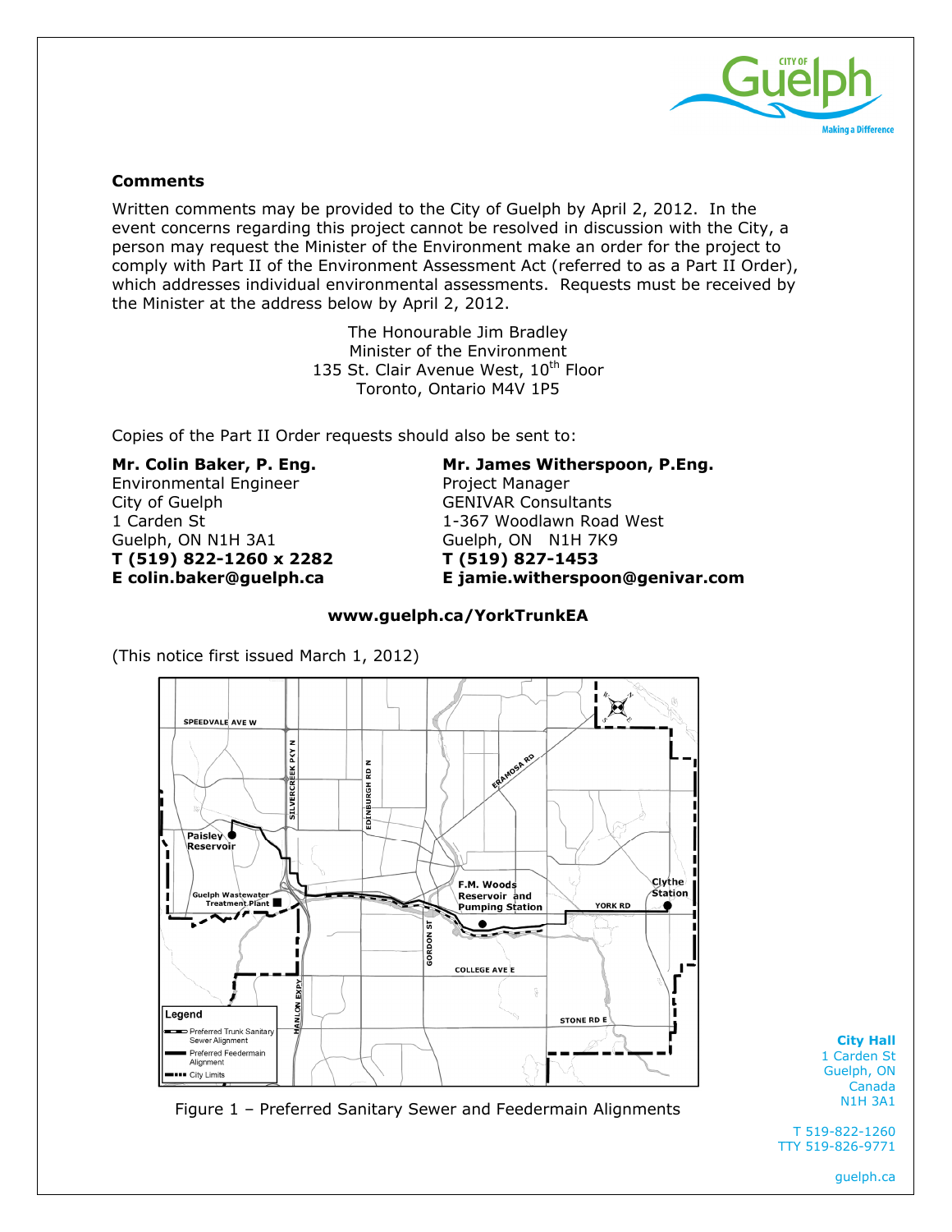## Comments

Written comments may be provided to the City of Guelph by April 2, 2012. In the event concerns regarding this project cannot be resolved in discussion with the City, a person may request the Minister of the Environment make an order for the project to comply with Part II of the Environment Assessment Act (referred to as a Part II Order), which addresses individual environmental assessments. Requests must be received by the Minister at the address below by April 2, 2012.

The Honourable Jim Bradley
Minister of the Environment
135 St. Clair Avenue West, 10th Floor
Toronto, Ontario M4V 1P5

Copies of the Part II Order requests should also be sent to:

**Mr. Colin Baker, P. Eng.**
Environmental Engineer
City of Guelph
1 Carden St
Guelph, ON N1H 3A1
**T (519) 822-1260 x 2282**
**E colin.baker@guelph.ca**

**Mr. James Witherspoon, P.Eng.**
Project Manager
GENIVAR Consultants
1-367 Woodlawn Road West
Guelph, ON N1H 7K9
**T (519) 827-1453**
**E jamie.witherspoon@genivar.com**

**www.guelph.ca/YorkTrunkEA**

(This notice first issued March 1, 2012)

SPEEDVALE AVE W
SILVERCREEK PKY N
EDINBURGH RD N
ERAMOSA RD
Paisley Reservoir
Guelph Wastewater Treatment Plant
F.M. Woods Reservoir and Pumping Station
Clythe Station
YORK RD
GORDON ST
COLLEGE AVE E
HANLON EXPY
STONE RD E

Legend
Preferred Trunk Sanitary Sewer Alignment
Preferred Feedermain Alignment
City Limits

Figure 1 – Preferred Sanitary Sewer and Feedermain Alignments

City Hall
1 Carden St
Guelph, ON
Canada
N1H 3A1

T 519-822-1260
TTY 519-826-9771

guelph.ca